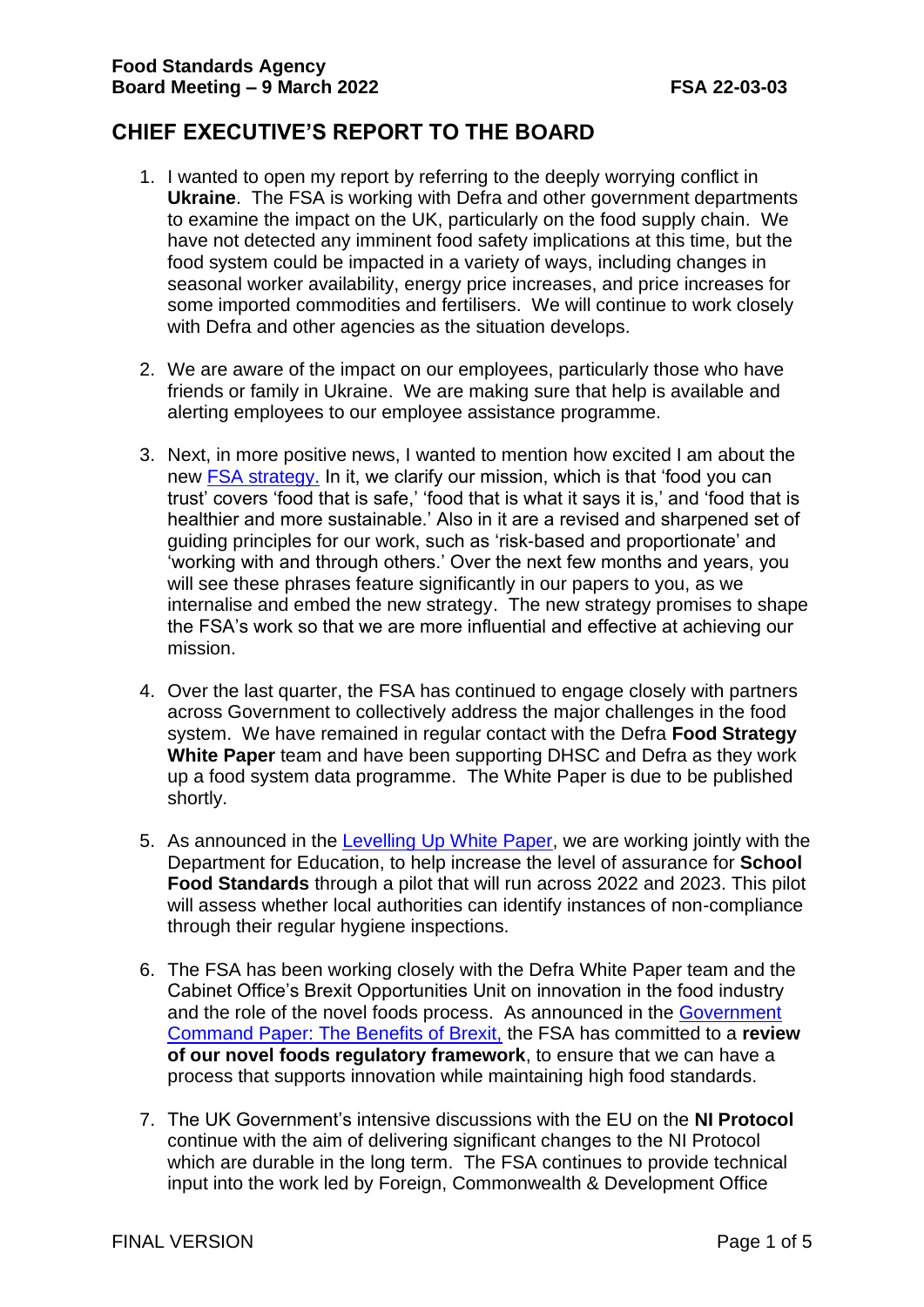**Food Standards Agency**
**Board Meeting – 9 March 2022** **FSA 22-03-03**

# CHIEF EXECUTIVE'S REPORT TO THE BOARD

1. I wanted to open my report by referring to the deeply worrying conflict in **Ukraine**. The FSA is working with Defra and other government departments to examine the impact on the UK, particularly on the food supply chain. We have not detected any imminent food safety implications at this time, but the food system could be impacted in a variety of ways, including changes in seasonal worker availability, energy price increases, and price increases for some imported commodities and fertilisers. We will continue to work closely with Defra and other agencies as the situation develops.

2. We are aware of the impact on our employees, particularly those who have friends or family in Ukraine. We are making sure that help is available and alerting employees to our employee assistance programme.

3. Next, in more positive news, I wanted to mention how excited I am about the new FSA strategy. In it, we clarify our mission, which is that 'food you can trust' covers 'food that is safe,' 'food that is what it says it is,' and 'food that is healthier and more sustainable.' Also in it are a revised and sharpened set of guiding principles for our work, such as 'risk-based and proportionate' and 'working with and through others.' Over the next few months and years, you will see these phrases feature significantly in our papers to you, as we internalise and embed the new strategy. The new strategy promises to shape the FSA's work so that we are more influential and effective at achieving our mission.

4. Over the last quarter, the FSA has continued to engage closely with partners across Government to collectively address the major challenges in the food system. We have remained in regular contact with the Defra **Food Strategy White Paper** team and have been supporting DHSC and Defra as they work up a food system data programme. The White Paper is due to be published shortly.

5. As announced in the Levelling Up White Paper, we are working jointly with the Department for Education, to help increase the level of assurance for **School Food Standards** through a pilot that will run across 2022 and 2023. This pilot will assess whether local authorities can identify instances of non-compliance through their regular hygiene inspections.

6. The FSA has been working closely with the Defra White Paper team and the Cabinet Office's Brexit Opportunities Unit on innovation in the food industry and the role of the novel foods process. As announced in the Government Command Paper: The Benefits of Brexit, the FSA has committed to a **review of our novel foods regulatory framework**, to ensure that we can have a process that supports innovation while maintaining high food standards.

7. The UK Government's intensive discussions with the EU on the **NI Protocol** continue with the aim of delivering significant changes to the NI Protocol which are durable in the long term. The FSA continues to provide technical input into the work led by Foreign, Commonwealth & Development Office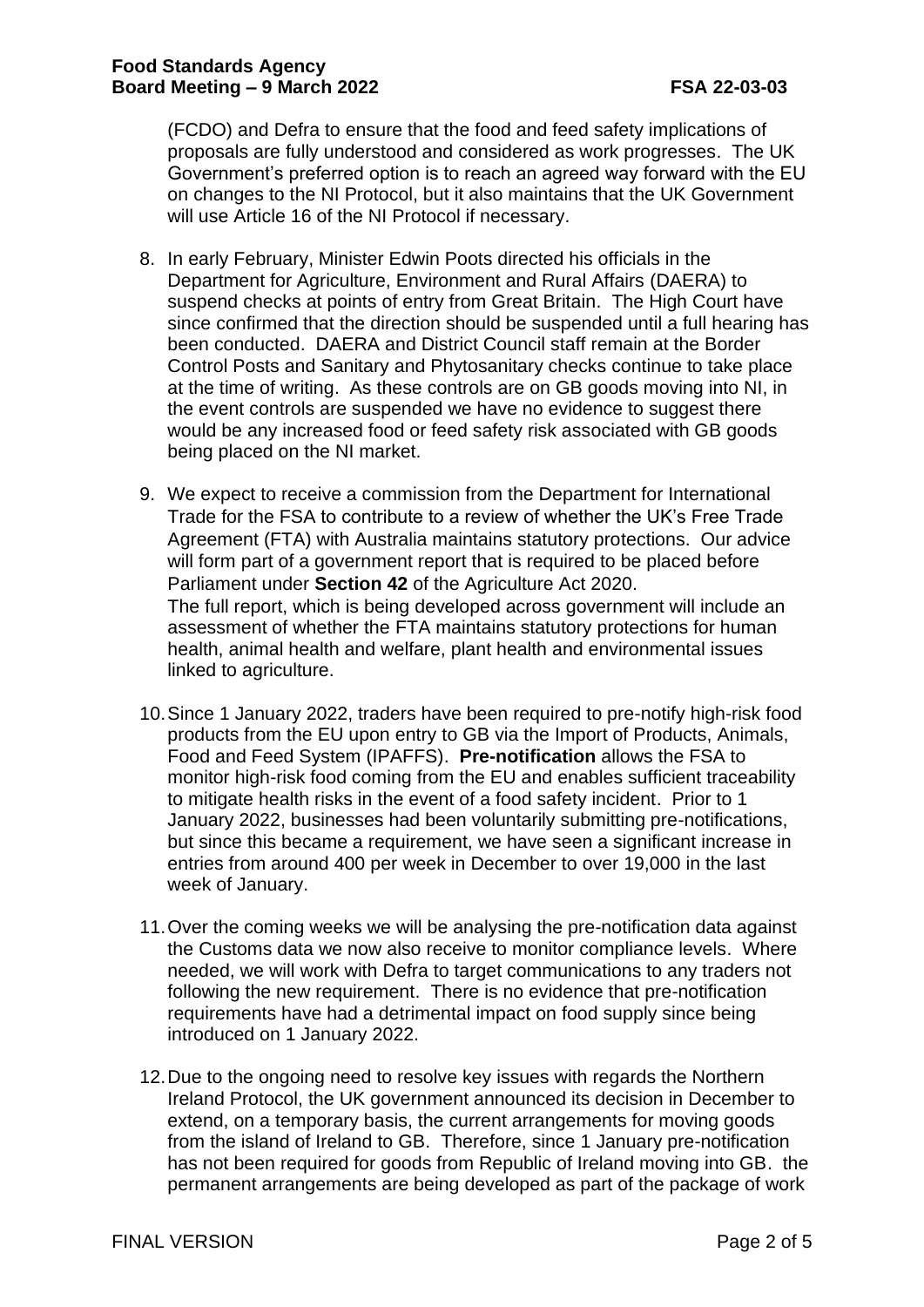(FCDO) and Defra to ensure that the food and feed safety implications of proposals are fully understood and considered as work progresses. The UK Government's preferred option is to reach an agreed way forward with the EU on changes to the NI Protocol, but it also maintains that the UK Government will use Article 16 of the NI Protocol if necessary.

8. In early February, Minister Edwin Poots directed his officials in the Department for Agriculture, Environment and Rural Affairs (DAERA) to suspend checks at points of entry from Great Britain. The High Court have since confirmed that the direction should be suspended until a full hearing has been conducted. DAERA and District Council staff remain at the Border Control Posts and Sanitary and Phytosanitary checks continue to take place at the time of writing. As these controls are on GB goods moving into NI, in the event controls are suspended we have no evidence to suggest there would be any increased food or feed safety risk associated with GB goods being placed on the NI market.

9. We expect to receive a commission from the Department for International Trade for the FSA to contribute to a review of whether the UK's Free Trade Agreement (FTA) with Australia maintains statutory protections. Our advice will form part of a government report that is required to be placed before Parliament under **Section 42** of the Agriculture Act 2020.
The full report, which is being developed across government will include an assessment of whether the FTA maintains statutory protections for human health, animal health and welfare, plant health and environmental issues linked to agriculture.

10. Since 1 January 2022, traders have been required to pre-notify high-risk food products from the EU upon entry to GB via the Import of Products, Animals, Food and Feed System (IPAFFS). **Pre-notification** allows the FSA to monitor high-risk food coming from the EU and enables sufficient traceability to mitigate health risks in the event of a food safety incident. Prior to 1 January 2022, businesses had been voluntarily submitting pre-notifications, but since this became a requirement, we have seen a significant increase in entries from around 400 per week in December to over 19,000 in the last week of January.

11. Over the coming weeks we will be analysing the pre-notification data against the Customs data we now also receive to monitor compliance levels. Where needed, we will work with Defra to target communications to any traders not following the new requirement. There is no evidence that pre-notification requirements have had a detrimental impact on food supply since being introduced on 1 January 2022.

12. Due to the ongoing need to resolve key issues with regards the Northern Ireland Protocol, the UK government announced its decision in December to extend, on a temporary basis, the current arrangements for moving goods from the island of Ireland to GB. Therefore, since 1 January pre-notification has not been required for goods from Republic of Ireland moving into GB. the permanent arrangements are being developed as part of the package of work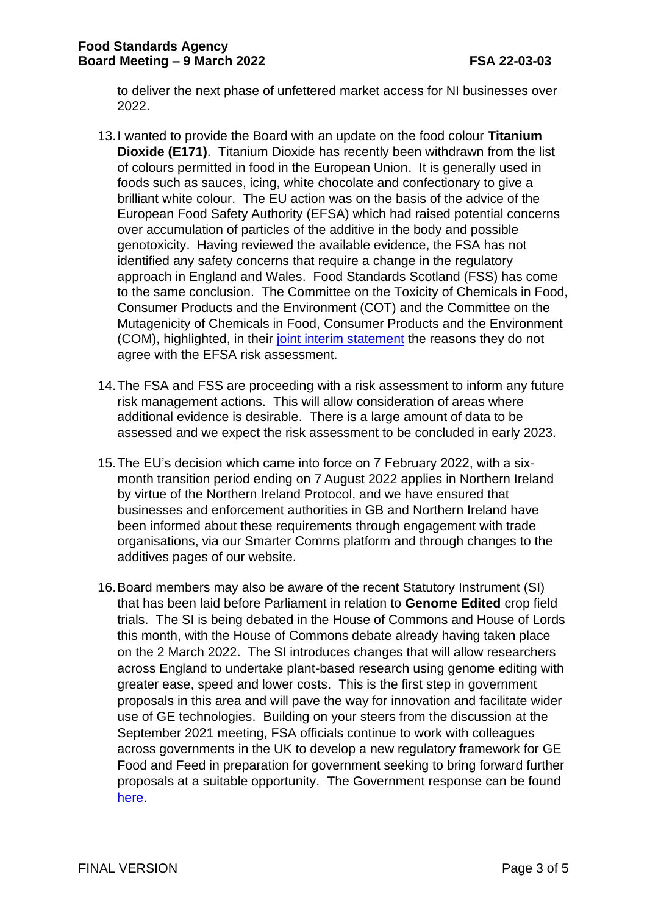to deliver the next phase of unfettered market access for NI businesses over 2022.

13. I wanted to provide the Board with an update on the food colour **Titanium Dioxide (E171)**. Titanium Dioxide has recently been withdrawn from the list of colours permitted in food in the European Union. It is generally used in foods such as sauces, icing, white chocolate and confectionary to give a brilliant white colour. The EU action was on the basis of the advice of the European Food Safety Authority (EFSA) which had raised potential concerns over accumulation of particles of the additive in the body and possible genotoxicity. Having reviewed the available evidence, the FSA has not identified any safety concerns that require a change in the regulatory approach in England and Wales. Food Standards Scotland (FSS) has come to the same conclusion. The Committee on the Toxicity of Chemicals in Food, Consumer Products and the Environment (COT) and the Committee on the Mutagenicity of Chemicals in Food, Consumer Products and the Environment (COM), highlighted, in their [joint interim statement] the reasons they do not agree with the EFSA risk assessment.

14. The FSA and FSS are proceeding with a risk assessment to inform any future risk management actions. This will allow consideration of areas where additional evidence is desirable. There is a large amount of data to be assessed and we expect the risk assessment to be concluded in early 2023.

15. The EU's decision which came into force on 7 February 2022, with a six-month transition period ending on 7 August 2022 applies in Northern Ireland by virtue of the Northern Ireland Protocol, and we have ensured that businesses and enforcement authorities in GB and Northern Ireland have been informed about these requirements through engagement with trade organisations, via our Smarter Comms platform and through changes to the additives pages of our website.

16. Board members may also be aware of the recent Statutory Instrument (SI) that has been laid before Parliament in relation to **Genome Edited** crop field trials. The SI is being debated in the House of Commons and House of Lords this month, with the House of Commons debate already having taken place on the 2 March 2022. The SI introduces changes that will allow researchers across England to undertake plant-based research using genome editing with greater ease, speed and lower costs. This is the first step in government proposals in this area and will pave the way for innovation and facilitate wider use of GE technologies. Building on your steers from the discussion at the September 2021 meeting, FSA officials continue to work with colleagues across governments in the UK to develop a new regulatory framework for GE Food and Feed in preparation for government seeking to bring forward further proposals at a suitable opportunity. The Government response can be found [here].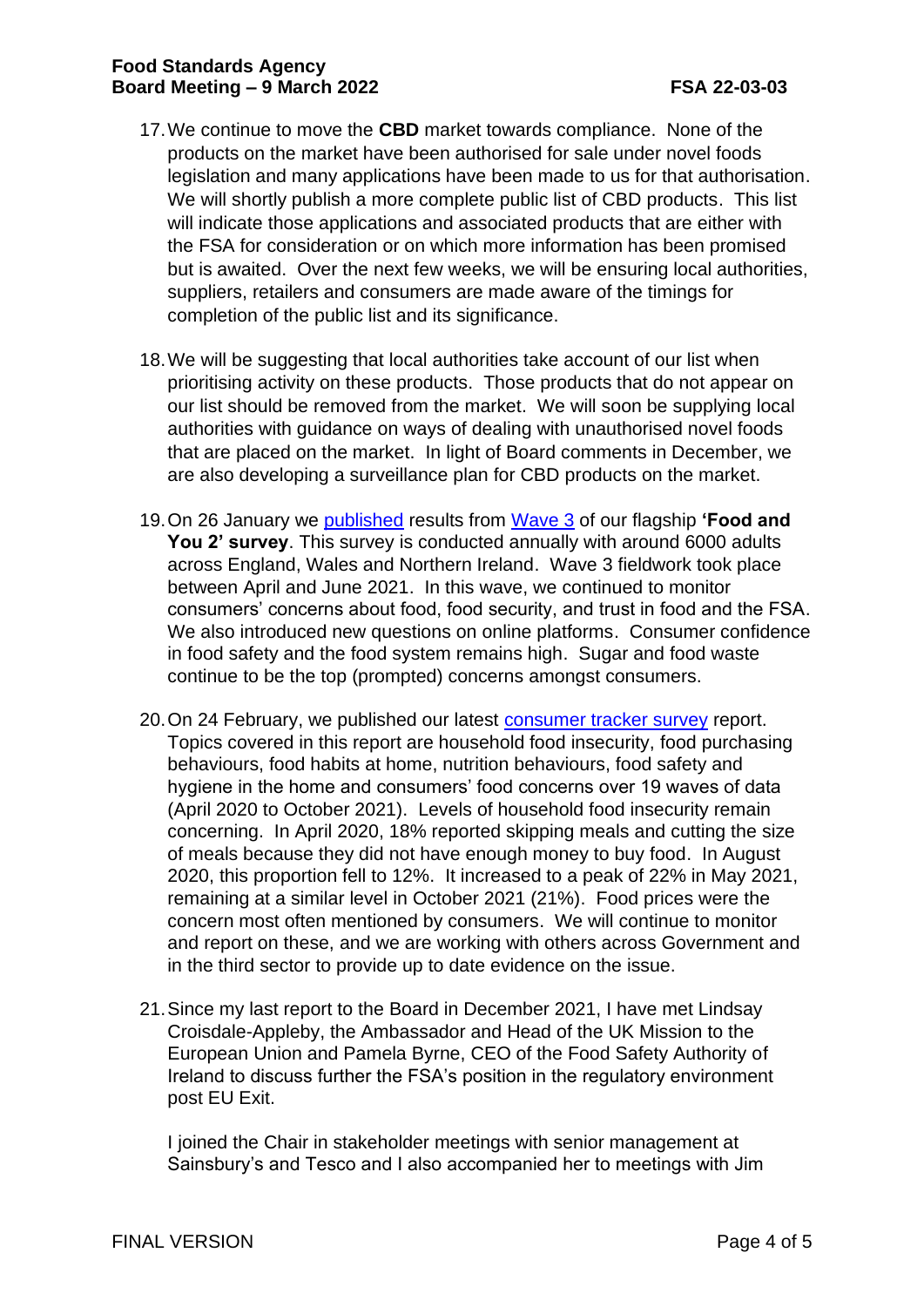17. We continue to move the **CBD** market towards compliance. None of the products on the market have been authorised for sale under novel foods legislation and many applications have been made to us for that authorisation. We will shortly publish a more complete public list of CBD products. This list will indicate those applications and associated products that are either with the FSA for consideration or on which more information has been promised but is awaited. Over the next few weeks, we will be ensuring local authorities, suppliers, retailers and consumers are made aware of the timings for completion of the public list and its significance.

18. We will be suggesting that local authorities take account of our list when prioritising activity on these products. Those products that do not appear on our list should be removed from the market. We will soon be supplying local authorities with guidance on ways of dealing with unauthorised novel foods that are placed on the market. In light of Board comments in December, we are also developing a surveillance plan for CBD products on the market.

19. On 26 January we published results from Wave 3 of our flagship **'Food and You 2' survey**. This survey is conducted annually with around 6000 adults across England, Wales and Northern Ireland. Wave 3 fieldwork took place between April and June 2021. In this wave, we continued to monitor consumers' concerns about food, food security, and trust in food and the FSA. We also introduced new questions on online platforms. Consumer confidence in food safety and the food system remains high. Sugar and food waste continue to be the top (prompted) concerns amongst consumers.

20. On 24 February, we published our latest consumer tracker survey report. Topics covered in this report are household food insecurity, food purchasing behaviours, food habits at home, nutrition behaviours, food safety and hygiene in the home and consumers' food concerns over 19 waves of data (April 2020 to October 2021). Levels of household food insecurity remain concerning. In April 2020, 18% reported skipping meals and cutting the size of meals because they did not have enough money to buy food. In August 2020, this proportion fell to 12%. It increased to a peak of 22% in May 2021, remaining at a similar level in October 2021 (21%). Food prices were the concern most often mentioned by consumers. We will continue to monitor and report on these, and we are working with others across Government and in the third sector to provide up to date evidence on the issue.

21. Since my last report to the Board in December 2021, I have met Lindsay Croisdale-Appleby, the Ambassador and Head of the UK Mission to the European Union and Pamela Byrne, CEO of the Food Safety Authority of Ireland to discuss further the FSA's position in the regulatory environment post EU Exit.

    I joined the Chair in stakeholder meetings with senior management at Sainsbury's and Tesco and I also accompanied her to meetings with Jim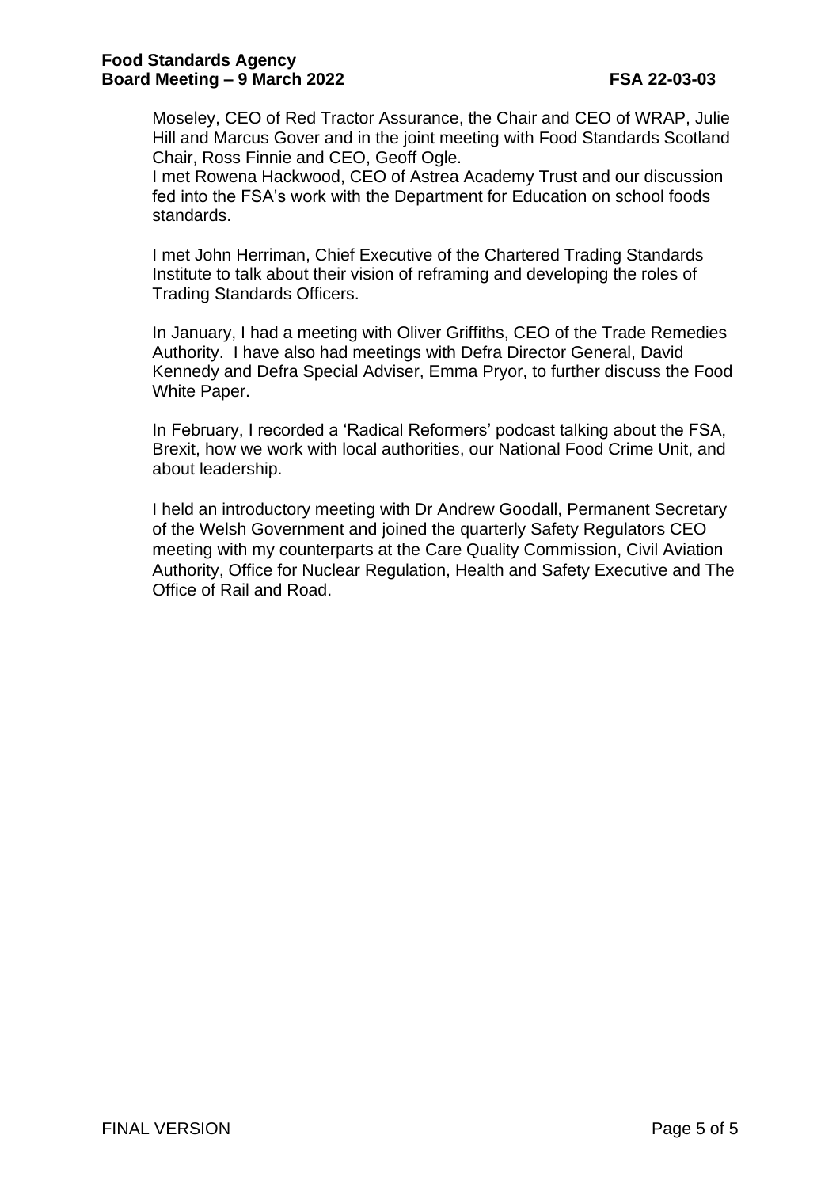Moseley, CEO of Red Tractor Assurance, the Chair and CEO of WRAP, Julie Hill and Marcus Gover and in the joint meeting with Food Standards Scotland Chair, Ross Finnie and CEO, Geoff Ogle.
I met Rowena Hackwood, CEO of Astrea Academy Trust and our discussion fed into the FSA's work with the Department for Education on school foods standards.

I met John Herriman, Chief Executive of the Chartered Trading Standards Institute to talk about their vision of reframing and developing the roles of Trading Standards Officers.

In January, I had a meeting with Oliver Griffiths, CEO of the Trade Remedies Authority. I have also had meetings with Defra Director General, David Kennedy and Defra Special Adviser, Emma Pryor, to further discuss the Food White Paper.

In February, I recorded a 'Radical Reformers' podcast talking about the FSA, Brexit, how we work with local authorities, our National Food Crime Unit, and about leadership.

I held an introductory meeting with Dr Andrew Goodall, Permanent Secretary of the Welsh Government and joined the quarterly Safety Regulators CEO meeting with my counterparts at the Care Quality Commission, Civil Aviation Authority, Office for Nuclear Regulation, Health and Safety Executive and The Office of Rail and Road.